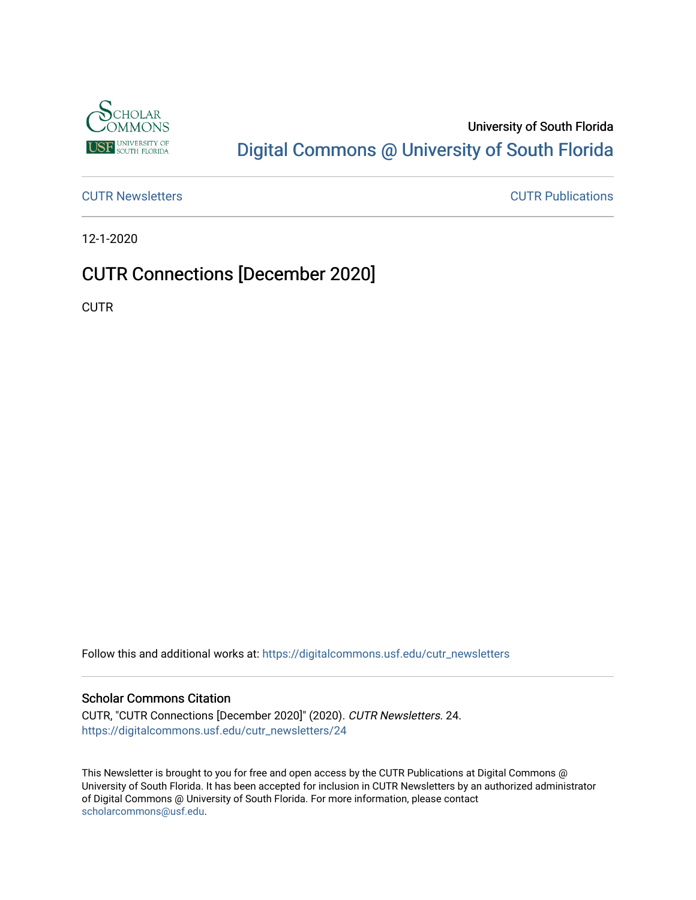University of South Florida

Digital Commons @ University of South Florida

CUTR Newsletters | CUTR Publications

12-1-2020

# CUTR Connections [December 2020]

CUTR

Follow this and additional works at: https://digitalcommons.usf.edu/cutr_newsletters

## Scholar Commons Citation

CUTR, "CUTR Connections [December 2020]" (2020). *CUTR Newsletters*. 24.
https://digitalcommons.usf.edu/cutr_newsletters/24

This Newsletter is brought to you for free and open access by the CUTR Publications at Digital Commons @ University of South Florida. It has been accepted for inclusion in CUTR Newsletters by an authorized administrator of Digital Commons @ University of South Florida. For more information, please contact scholarcommons@usf.edu.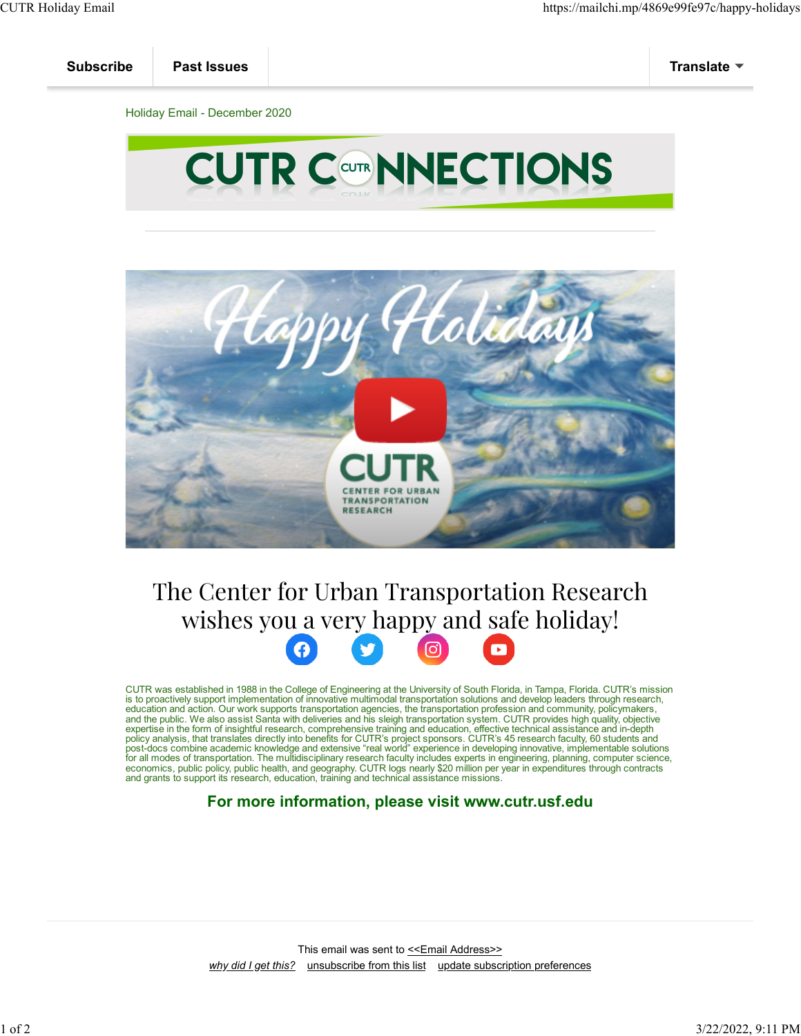Subscribe | Past Issues | Translate

Holiday Email - December 2020

# CUTR CONNECTIONS

## The Center for Urban Transportation Research wishes you a very happy and safe holiday!

CUTR was established in 1988 in the College of Engineering at the University of South Florida, in Tampa, Florida. CUTR's mission is to proactively support implementation of innovative multimodal transportation solutions and develop leaders through research, education and action. Our work supports transportation agencies, the transportation profession and community, policymakers, and the public. We also assist Santa with deliveries and his sleigh transportation system. CUTR provides high quality, objective expertise in the form of insightful research, comprehensive training and education, effective technical assistance and in-depth policy analysis, that translates directly into benefits for CUTR's project sponsors. CUTR's 45 research faculty, 60 students and post-docs combine academic knowledge and extensive "real world" experience in developing innovative, implementable solutions for all modes of transportation. The multidisciplinary research faculty includes experts in engineering, planning, computer science, economics, public policy, public health, and geography. CUTR logs nearly $20 million per year in expenditures through contracts and grants to support its research, education, training and technical assistance missions.

**For more information, please visit www.cutr.usf.edu**

This email was sent to <<Email Address>>

*why did I get this?* unsubscribe from this list update subscription preferences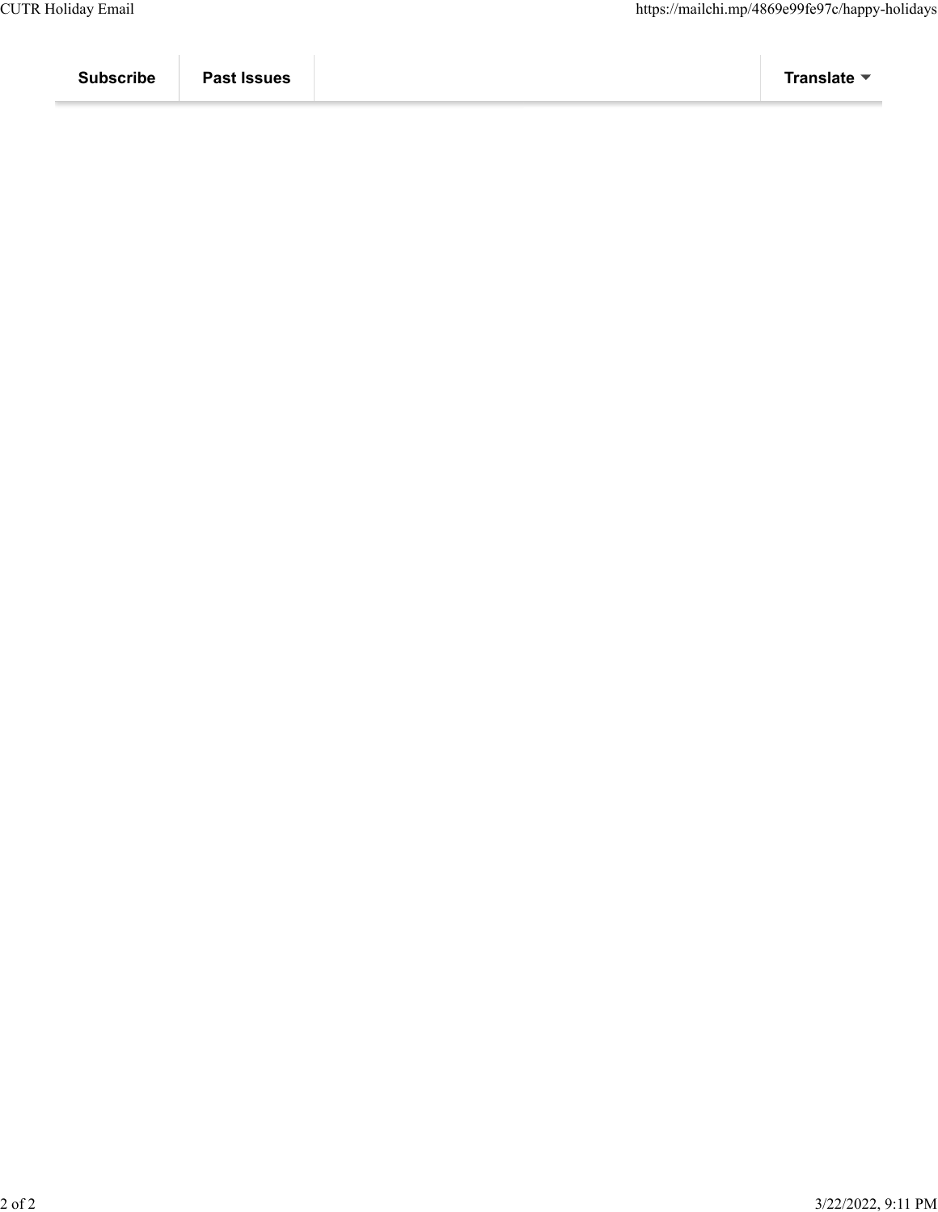Subscribe | Past Issues | Translate